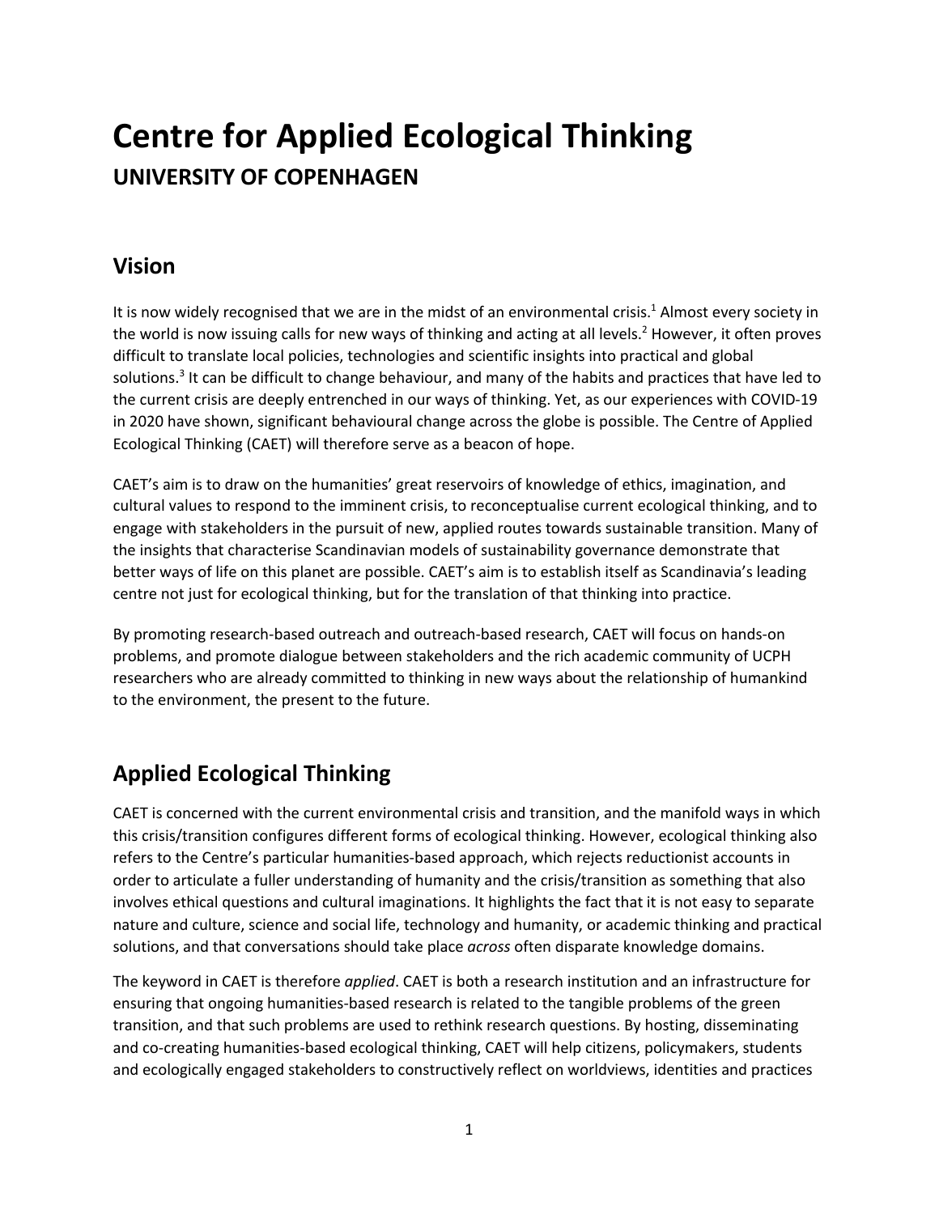# Centre for Applied Ecological Thinking

## UNIVERSITY OF COPENHAGEN

## Vision

It is now widely recognised that we are in the midst of an environmental crisis.[1] Almost every society in the world is now issuing calls for new ways of thinking and acting at all levels.[2] However, it often proves difficult to translate local policies, technologies and scientific insights into practical and global solutions.[3] It can be difficult to change behaviour, and many of the habits and practices that have led to the current crisis are deeply entrenched in our ways of thinking. Yet, as our experiences with COVID-19 in 2020 have shown, significant behavioural change across the globe is possible. The Centre of Applied Ecological Thinking (CAET) will therefore serve as a beacon of hope.

CAET's aim is to draw on the humanities' great reservoirs of knowledge of ethics, imagination, and cultural values to respond to the imminent crisis, to reconceptualise current ecological thinking, and to engage with stakeholders in the pursuit of new, applied routes towards sustainable transition. Many of the insights that characterise Scandinavian models of sustainability governance demonstrate that better ways of life on this planet are possible. CAET's aim is to establish itself as Scandinavia's leading centre not just for ecological thinking, but for the translation of that thinking into practice.

By promoting research-based outreach and outreach-based research, CAET will focus on hands-on problems, and promote dialogue between stakeholders and the rich academic community of UCPH researchers who are already committed to thinking in new ways about the relationship of humankind to the environment, the present to the future.

## Applied Ecological Thinking

CAET is concerned with the current environmental crisis and transition, and the manifold ways in which this crisis/transition configures different forms of ecological thinking. However, ecological thinking also refers to the Centre's particular humanities-based approach, which rejects reductionist accounts in order to articulate a fuller understanding of humanity and the crisis/transition as something that also involves ethical questions and cultural imaginations. It highlights the fact that it is not easy to separate nature and culture, science and social life, technology and humanity, or academic thinking and practical solutions, and that conversations should take place *across* often disparate knowledge domains.

The keyword in CAET is therefore *applied*. CAET is both a research institution and an infrastructure for ensuring that ongoing humanities-based research is related to the tangible problems of the green transition, and that such problems are used to rethink research questions. By hosting, disseminating and co-creating humanities-based ecological thinking, CAET will help citizens, policymakers, students and ecologically engaged stakeholders to constructively reflect on worldviews, identities and practices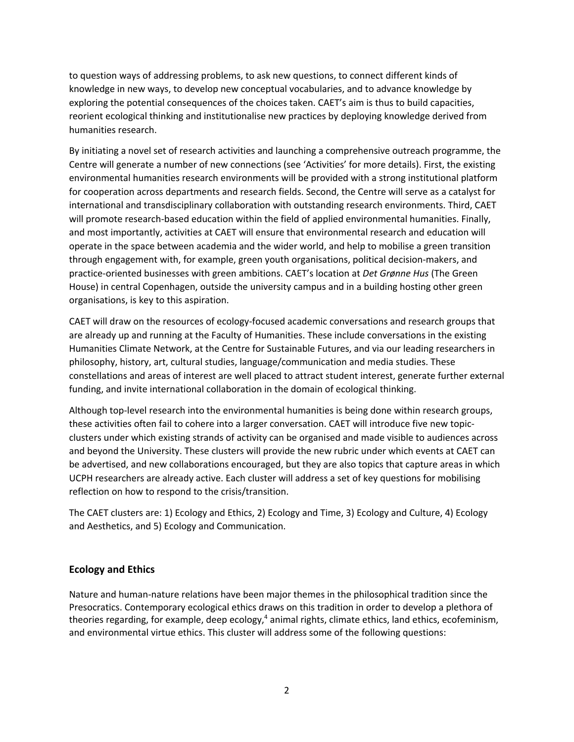to question ways of addressing problems, to ask new questions, to connect different kinds of knowledge in new ways, to develop new conceptual vocabularies, and to advance knowledge by exploring the potential consequences of the choices taken. CAET's aim is thus to build capacities, reorient ecological thinking and institutionalise new practices by deploying knowledge derived from humanities research.

By initiating a novel set of research activities and launching a comprehensive outreach programme, the Centre will generate a number of new connections (see 'Activities' for more details). First, the existing environmental humanities research environments will be provided with a strong institutional platform for cooperation across departments and research fields. Second, the Centre will serve as a catalyst for international and transdisciplinary collaboration with outstanding research environments. Third, CAET will promote research-based education within the field of applied environmental humanities. Finally, and most importantly, activities at CAET will ensure that environmental research and education will operate in the space between academia and the wider world, and help to mobilise a green transition through engagement with, for example, green youth organisations, political decision-makers, and practice-oriented businesses with green ambitions. CAET's location at *Det Grønne Hus* (The Green House) in central Copenhagen, outside the university campus and in a building hosting other green organisations, is key to this aspiration.

CAET will draw on the resources of ecology-focused academic conversations and research groups that are already up and running at the Faculty of Humanities. These include conversations in the existing Humanities Climate Network, at the Centre for Sustainable Futures, and via our leading researchers in philosophy, history, art, cultural studies, language/communication and media studies. These constellations and areas of interest are well placed to attract student interest, generate further external funding, and invite international collaboration in the domain of ecological thinking.

Although top-level research into the environmental humanities is being done within research groups, these activities often fail to cohere into a larger conversation. CAET will introduce five new topic-clusters under which existing strands of activity can be organised and made visible to audiences across and beyond the University. These clusters will provide the new rubric under which events at CAET can be advertised, and new collaborations encouraged, but they are also topics that capture areas in which UCPH researchers are already active. Each cluster will address a set of key questions for mobilising reflection on how to respond to the crisis/transition.

The CAET clusters are: 1) Ecology and Ethics, 2) Ecology and Time, 3) Ecology and Culture, 4) Ecology and Aesthetics, and 5) Ecology and Communication.

## Ecology and Ethics

Nature and human-nature relations have been major themes in the philosophical tradition since the Presocratics. Contemporary ecological ethics draws on this tradition in order to develop a plethora of theories regarding, for example, deep ecology,[4] animal rights, climate ethics, land ethics, ecofeminism, and environmental virtue ethics. This cluster will address some of the following questions: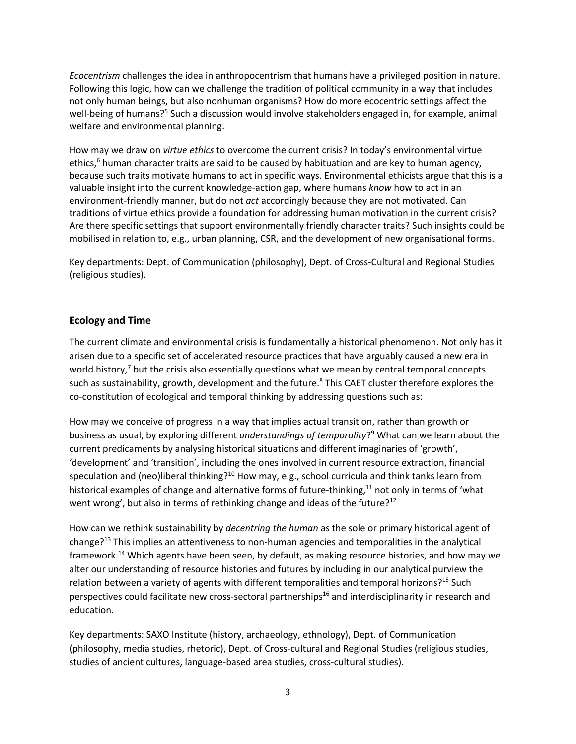*Ecocentrism* challenges the idea in anthropocentrism that humans have a privileged position in nature. Following this logic, how can we challenge the tradition of political community in a way that includes not only human beings, but also nonhuman organisms? How do more ecocentric settings affect the well-being of humans?[5] Such a discussion would involve stakeholders engaged in, for example, animal welfare and environmental planning.

How may we draw on *virtue ethics* to overcome the current crisis? In today's environmental virtue ethics,[6] human character traits are said to be caused by habituation and are key to human agency, because such traits motivate humans to act in specific ways. Environmental ethicists argue that this is a valuable insight into the current knowledge-action gap, where humans *know* how to act in an environment-friendly manner, but do not *act* accordingly because they are not motivated. Can traditions of virtue ethics provide a foundation for addressing human motivation in the current crisis? Are there specific settings that support environmentally friendly character traits? Such insights could be mobilised in relation to, e.g., urban planning, CSR, and the development of new organisational forms.

Key departments: Dept. of Communication (philosophy), Dept. of Cross-Cultural and Regional Studies (religious studies).

## Ecology and Time

The current climate and environmental crisis is fundamentally a historical phenomenon. Not only has it arisen due to a specific set of accelerated resource practices that have arguably caused a new era in world history,[7] but the crisis also essentially questions what we mean by central temporal concepts such as sustainability, growth, development and the future.[8] This CAET cluster therefore explores the co-constitution of ecological and temporal thinking by addressing questions such as:

How may we conceive of progress in a way that implies actual transition, rather than growth or business as usual, by exploring different *understandings of temporality*?[9] What can we learn about the current predicaments by analysing historical situations and different imaginaries of 'growth', 'development' and 'transition', including the ones involved in current resource extraction, financial speculation and (neo)liberal thinking?[10] How may, e.g., school curricula and think tanks learn from historical examples of change and alternative forms of future-thinking,[11] not only in terms of 'what went wrong', but also in terms of rethinking change and ideas of the future?[12]

How can we rethink sustainability by *decentring the human* as the sole or primary historical agent of change?[13] This implies an attentiveness to non-human agencies and temporalities in the analytical framework.[14] Which agents have been seen, by default, as making resource histories, and how may we alter our understanding of resource histories and futures by including in our analytical purview the relation between a variety of agents with different temporalities and temporal horizons?[15] Such perspectives could facilitate new cross-sectoral partnerships[16] and interdisciplinarity in research and education.

Key departments: SAXO Institute (history, archaeology, ethnology), Dept. of Communication (philosophy, media studies, rhetoric), Dept. of Cross-cultural and Regional Studies (religious studies, studies of ancient cultures, language-based area studies, cross-cultural studies).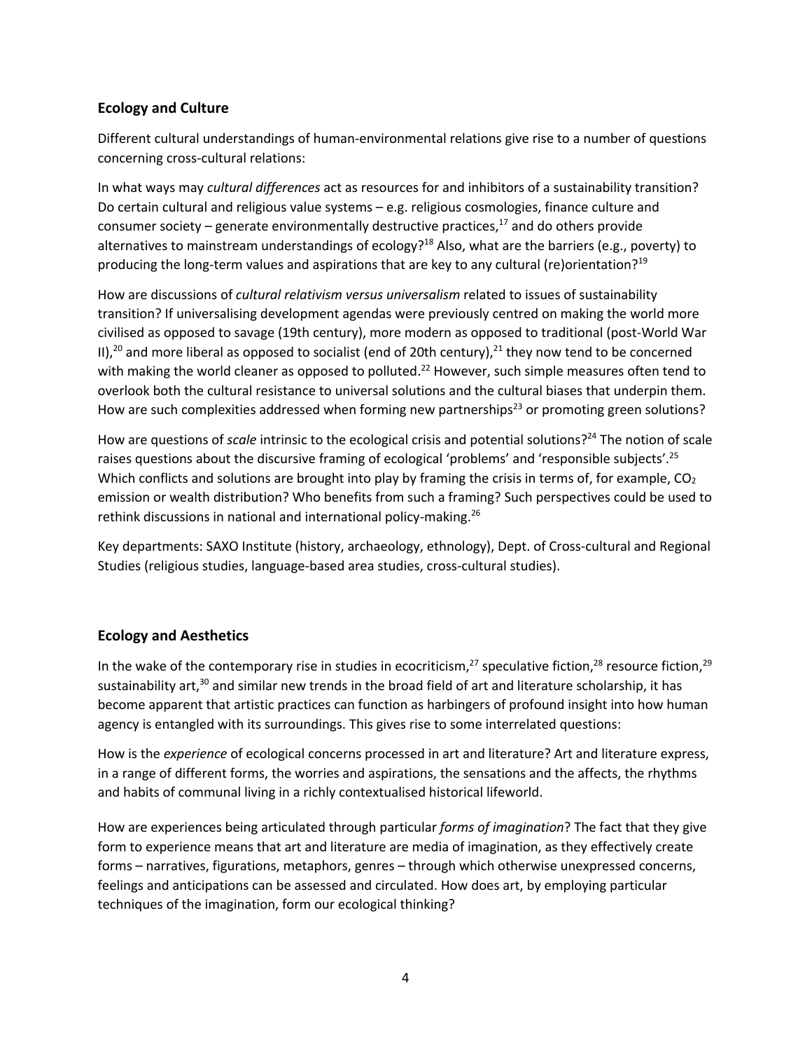## Ecology and Culture

Different cultural understandings of human-environmental relations give rise to a number of questions concerning cross-cultural relations:

In what ways may *cultural differences* act as resources for and inhibitors of a sustainability transition? Do certain cultural and religious value systems – e.g. religious cosmologies, finance culture and consumer society – generate environmentally destructive practices,[17] and do others provide alternatives to mainstream understandings of ecology?[18] Also, what are the barriers (e.g., poverty) to producing the long-term values and aspirations that are key to any cultural (re)orientation?[19]

How are discussions of *cultural relativism versus universalism* related to issues of sustainability transition? If universalising development agendas were previously centred on making the world more civilised as opposed to savage (19th century), more modern as opposed to traditional (post-World War II),[20] and more liberal as opposed to socialist (end of 20th century),[21] they now tend to be concerned with making the world cleaner as opposed to polluted.[22] However, such simple measures often tend to overlook both the cultural resistance to universal solutions and the cultural biases that underpin them. How are such complexities addressed when forming new partnerships[23] or promoting green solutions?

How are questions of *scale* intrinsic to the ecological crisis and potential solutions?[24] The notion of scale raises questions about the discursive framing of ecological 'problems' and 'responsible subjects'.[25] Which conflicts and solutions are brought into play by framing the crisis in terms of, for example, $CO_2$ emission or wealth distribution? Who benefits from such a framing? Such perspectives could be used to rethink discussions in national and international policy-making.[26]

Key departments: SAXO Institute (history, archaeology, ethnology), Dept. of Cross-cultural and Regional Studies (religious studies, language-based area studies, cross-cultural studies).

## Ecology and Aesthetics

In the wake of the contemporary rise in studies in ecocriticism,[27] speculative fiction,[28] resource fiction,[29] sustainability art,[30] and similar new trends in the broad field of art and literature scholarship, it has become apparent that artistic practices can function as harbingers of profound insight into how human agency is entangled with its surroundings. This gives rise to some interrelated questions:

How is the *experience* of ecological concerns processed in art and literature? Art and literature express, in a range of different forms, the worries and aspirations, the sensations and the affects, the rhythms and habits of communal living in a richly contextualised historical lifeworld.

How are experiences being articulated through particular *forms of imagination*? The fact that they give form to experience means that art and literature are media of imagination, as they effectively create forms – narratives, figurations, metaphors, genres – through which otherwise unexpressed concerns, feelings and anticipations can be assessed and circulated. How does art, by employing particular techniques of the imagination, form our ecological thinking?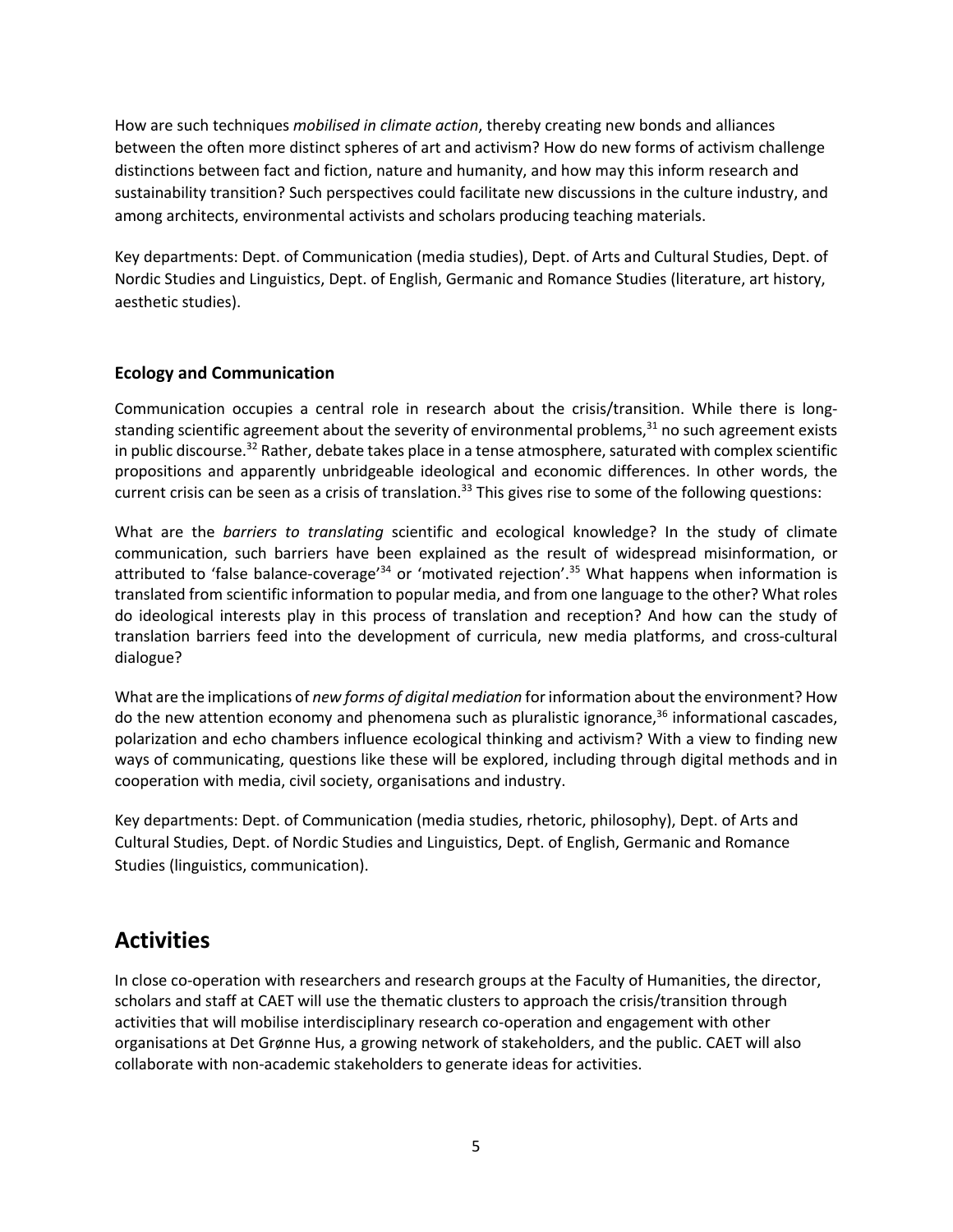How are such techniques *mobilised in climate action*, thereby creating new bonds and alliances between the often more distinct spheres of art and activism? How do new forms of activism challenge distinctions between fact and fiction, nature and humanity, and how may this inform research and sustainability transition? Such perspectives could facilitate new discussions in the culture industry, and among architects, environmental activists and scholars producing teaching materials.

Key departments: Dept. of Communication (media studies), Dept. of Arts and Cultural Studies, Dept. of Nordic Studies and Linguistics, Dept. of English, Germanic and Romance Studies (literature, art history, aesthetic studies).

### Ecology and Communication

Communication occupies a central role in research about the crisis/transition. While there is long-standing scientific agreement about the severity of environmental problems,[31] no such agreement exists in public discourse.[32] Rather, debate takes place in a tense atmosphere, saturated with complex scientific propositions and apparently unbridgeable ideological and economic differences. In other words, the current crisis can be seen as a crisis of translation.[33] This gives rise to some of the following questions:

What are the *barriers to translating* scientific and ecological knowledge? In the study of climate communication, such barriers have been explained as the result of widespread misinformation, or attributed to 'false balance-coverage'[34] or 'motivated rejection'.[35] What happens when information is translated from scientific information to popular media, and from one language to the other? What roles do ideological interests play in this process of translation and reception? And how can the study of translation barriers feed into the development of curricula, new media platforms, and cross-cultural dialogue?

What are the implications of *new forms of digital mediation* for information about the environment? How do the new attention economy and phenomena such as pluralistic ignorance,[36] informational cascades, polarization and echo chambers influence ecological thinking and activism? With a view to finding new ways of communicating, questions like these will be explored, including through digital methods and in cooperation with media, civil society, organisations and industry.

Key departments: Dept. of Communication (media studies, rhetoric, philosophy), Dept. of Arts and Cultural Studies, Dept. of Nordic Studies and Linguistics, Dept. of English, Germanic and Romance Studies (linguistics, communication).

## Activities

In close co-operation with researchers and research groups at the Faculty of Humanities, the director, scholars and staff at CAET will use the thematic clusters to approach the crisis/transition through activities that will mobilise interdisciplinary research co-operation and engagement with other organisations at Det Grønne Hus, a growing network of stakeholders, and the public. CAET will also collaborate with non-academic stakeholders to generate ideas for activities.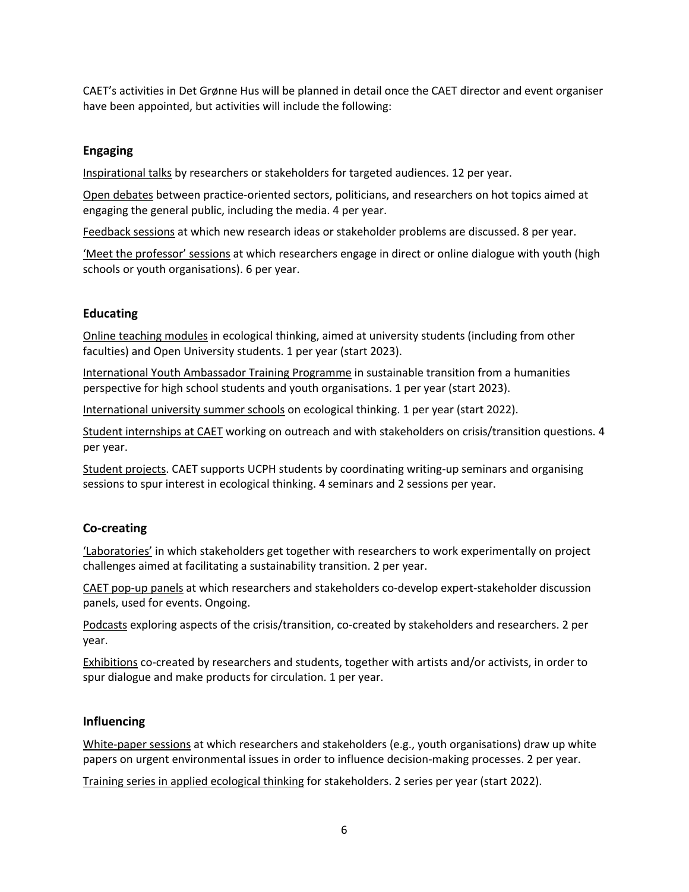CAET's activities in Det Grønne Hus will be planned in detail once the CAET director and event organiser have been appointed, but activities will include the following:

### Engaging

Inspirational talks by researchers or stakeholders for targeted audiences. 12 per year.

Open debates between practice-oriented sectors, politicians, and researchers on hot topics aimed at engaging the general public, including the media. 4 per year.

Feedback sessions at which new research ideas or stakeholder problems are discussed. 8 per year.

'Meet the professor' sessions at which researchers engage in direct or online dialogue with youth (high schools or youth organisations). 6 per year.

### Educating

Online teaching modules in ecological thinking, aimed at university students (including from other faculties) and Open University students. 1 per year (start 2023).

International Youth Ambassador Training Programme in sustainable transition from a humanities perspective for high school students and youth organisations. 1 per year (start 2023).

International university summer schools on ecological thinking. 1 per year (start 2022).

Student internships at CAET working on outreach and with stakeholders on crisis/transition questions. 4 per year.

Student projects. CAET supports UCPH students by coordinating writing-up seminars and organising sessions to spur interest in ecological thinking. 4 seminars and 2 sessions per year.

### Co-creating

'Laboratories' in which stakeholders get together with researchers to work experimentally on project challenges aimed at facilitating a sustainability transition. 2 per year.

CAET pop-up panels at which researchers and stakeholders co-develop expert-stakeholder discussion panels, used for events. Ongoing.

Podcasts exploring aspects of the crisis/transition, co-created by stakeholders and researchers. 2 per year.

Exhibitions co-created by researchers and students, together with artists and/or activists, in order to spur dialogue and make products for circulation. 1 per year.

### Influencing

White-paper sessions at which researchers and stakeholders (e.g., youth organisations) draw up white papers on urgent environmental issues in order to influence decision-making processes. 2 per year.

Training series in applied ecological thinking for stakeholders. 2 series per year (start 2022).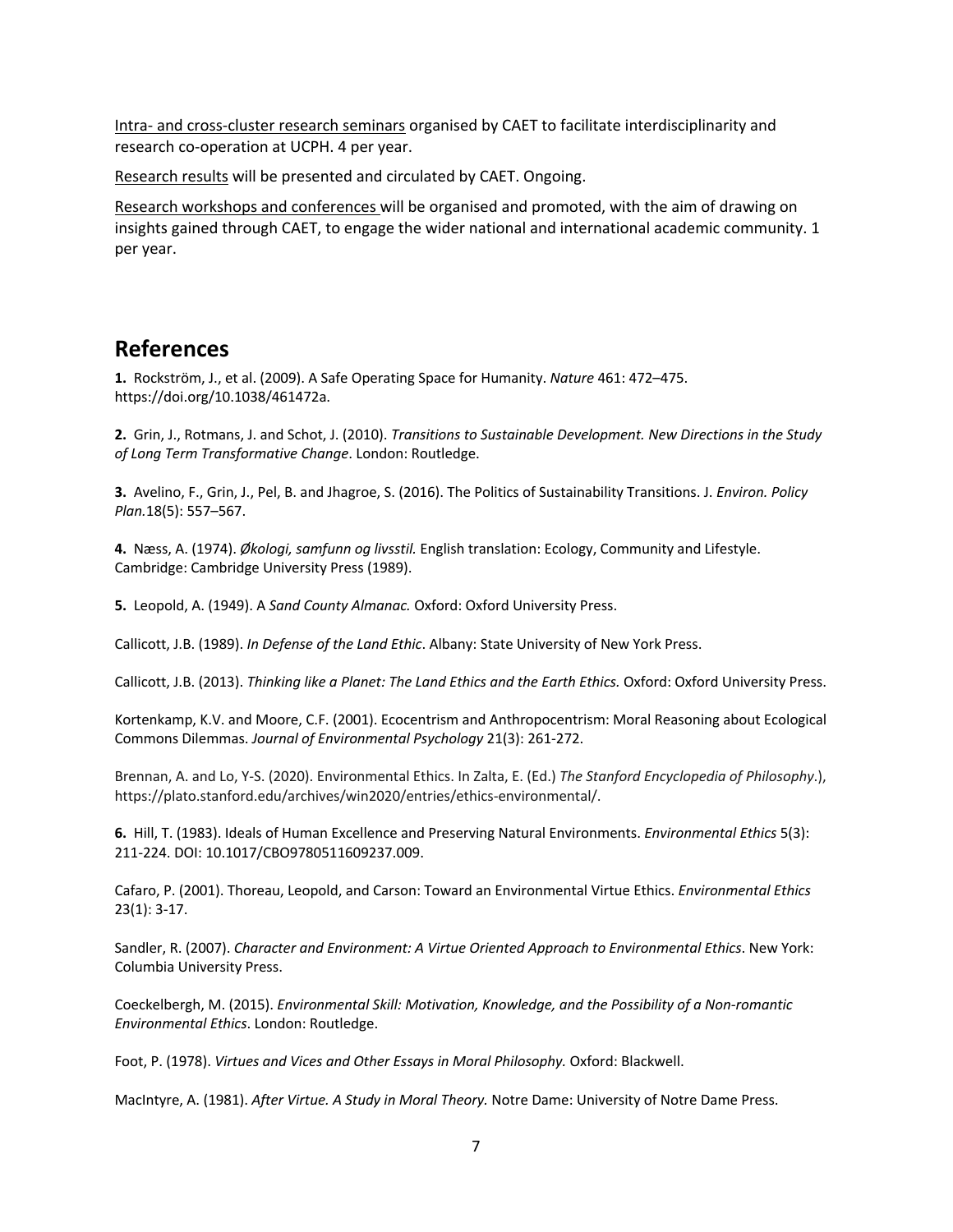Intra- and cross-cluster research seminars organised by CAET to facilitate interdisciplinarity and research co-operation at UCPH. 4 per year.

Research results will be presented and circulated by CAET. Ongoing.

Research workshops and conferences will be organised and promoted, with the aim of drawing on insights gained through CAET, to engage the wider national and international academic community. 1 per year.

## References

**1.** Rockström, J., et al. (2009). A Safe Operating Space for Humanity. *Nature* 461: 472–475. https://doi.org/10.1038/461472a.

**2.** Grin, J., Rotmans, J. and Schot, J. (2010). *Transitions to Sustainable Development. New Directions in the Study of Long Term Transformative Change*. London: Routledge.

**3.** Avelino, F., Grin, J., Pel, B. and Jhagroe, S. (2016). The Politics of Sustainability Transitions. J. *Environ. Policy Plan.*18(5): 557–567.

**4.** Næss, A. (1974). *Økologi, samfunn og livsstil.* English translation: Ecology, Community and Lifestyle. Cambridge: Cambridge University Press (1989).

**5.** Leopold, A. (1949). A *Sand County Almanac.* Oxford: Oxford University Press.

Callicott, J.B. (1989). *In Defense of the Land Ethic*. Albany: State University of New York Press.

Callicott, J.B. (2013). *Thinking like a Planet: The Land Ethics and the Earth Ethics.* Oxford: Oxford University Press.

Kortenkamp, K.V. and Moore, C.F. (2001). Ecocentrism and Anthropocentrism: Moral Reasoning about Ecological Commons Dilemmas. *Journal of Environmental Psychology* 21(3): 261-272.

Brennan, A. and Lo, Y-S. (2020). Environmental Ethics. In Zalta, E. (Ed.) *The Stanford Encyclopedia of Philosophy*.), https://plato.stanford.edu/archives/win2020/entries/ethics-environmental/.

**6.** Hill, T. (1983). Ideals of Human Excellence and Preserving Natural Environments. *Environmental Ethics* 5(3): 211-224. DOI: 10.1017/CBO9780511609237.009.

Cafaro, P. (2001). Thoreau, Leopold, and Carson: Toward an Environmental Virtue Ethics. *Environmental Ethics* 23(1): 3-17.

Sandler, R. (2007). *Character and Environment: A Virtue Oriented Approach to Environmental Ethics*. New York: Columbia University Press.

Coeckelbergh, M. (2015). *Environmental Skill: Motivation, Knowledge, and the Possibility of a Non-romantic Environmental Ethics*. London: Routledge.

Foot, P. (1978). *Virtues and Vices and Other Essays in Moral Philosophy.* Oxford: Blackwell.

MacIntyre, A. (1981). *After Virtue. A Study in Moral Theory.* Notre Dame: University of Notre Dame Press.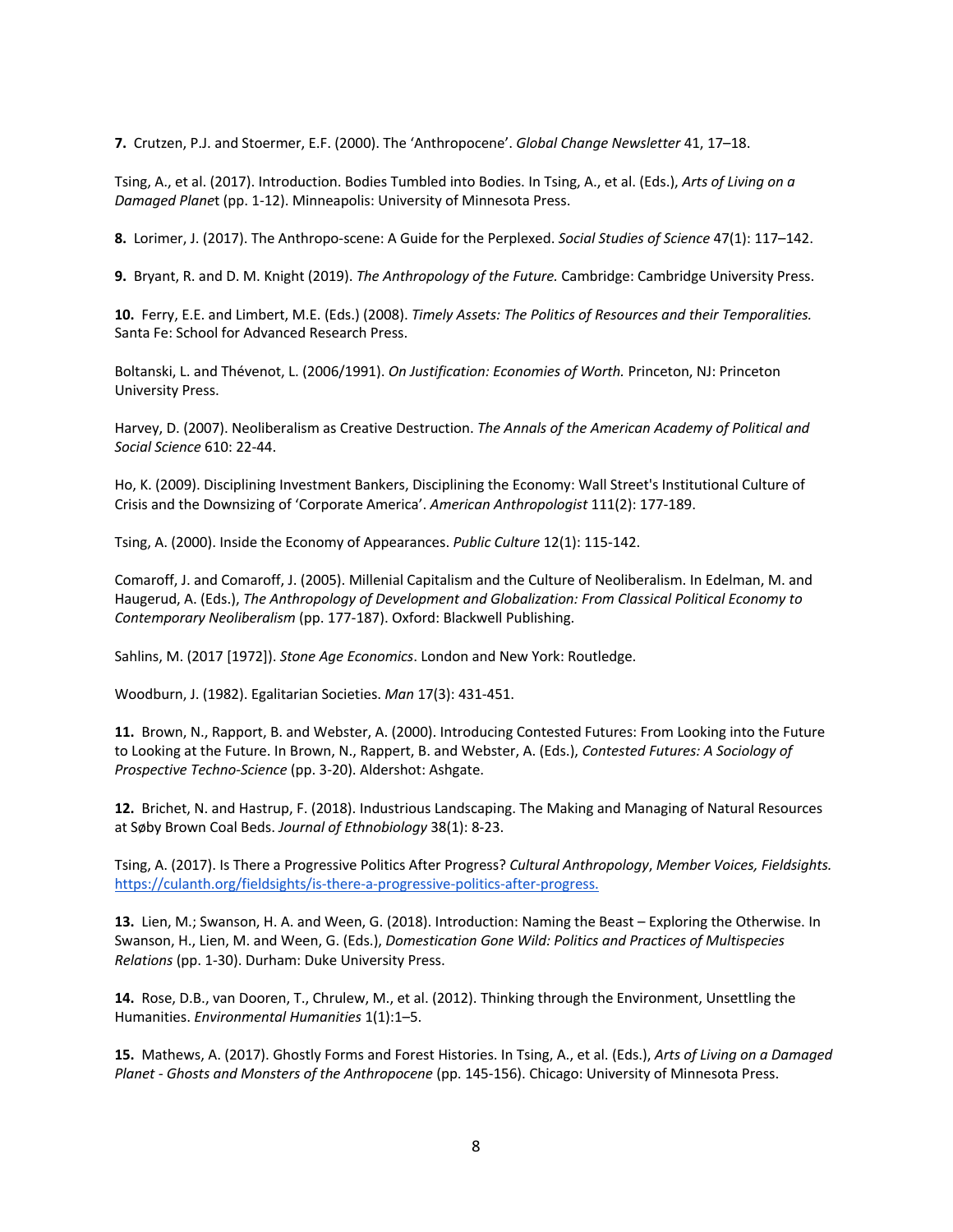**7.** Crutzen, P.J. and Stoermer, E.F. (2000). The 'Anthropocene'. *Global Change Newsletter* 41, 17–18.

Tsing, A., et al. (2017). Introduction. Bodies Tumbled into Bodies. In Tsing, A., et al. (Eds.), *Arts of Living on a Damaged Planet* (pp. 1-12). Minneapolis: University of Minnesota Press.

**8.** Lorimer, J. (2017). The Anthropo-scene: A Guide for the Perplexed. *Social Studies of Science* 47(1): 117–142.

**9.** Bryant, R. and D. M. Knight (2019). *The Anthropology of the Future.* Cambridge: Cambridge University Press.

**10.** Ferry, E.E. and Limbert, M.E. (Eds.) (2008). *Timely Assets: The Politics of Resources and their Temporalities.* Santa Fe: School for Advanced Research Press.

Boltanski, L. and Thévenot, L. (2006/1991). *On Justification: Economies of Worth.* Princeton, NJ: Princeton University Press.

Harvey, D. (2007). Neoliberalism as Creative Destruction. *The Annals of the American Academy of Political and Social Science* 610: 22-44.

Ho, K. (2009). Disciplining Investment Bankers, Disciplining the Economy: Wall Street's Institutional Culture of Crisis and the Downsizing of 'Corporate America'. *American Anthropologist* 111(2): 177-189.

Tsing, A. (2000). Inside the Economy of Appearances. *Public Culture* 12(1): 115-142.

Comaroff, J. and Comaroff, J. (2005). Millenial Capitalism and the Culture of Neoliberalism. In Edelman, M. and Haugerud, A. (Eds.), *The Anthropology of Development and Globalization: From Classical Political Economy to Contemporary Neoliberalism* (pp. 177-187). Oxford: Blackwell Publishing.

Sahlins, M. (2017 [1972]). *Stone Age Economics*. London and New York: Routledge.

Woodburn, J. (1982). Egalitarian Societies. *Man* 17(3): 431-451.

**11.** Brown, N., Rapport, B. and Webster, A. (2000). Introducing Contested Futures: From Looking into the Future to Looking at the Future. In Brown, N., Rappert, B. and Webster, A. (Eds.), *Contested Futures: A Sociology of Prospective Techno-Science* (pp. 3-20). Aldershot: Ashgate.

**12.** Brichet, N. and Hastrup, F. (2018). Industrious Landscaping. The Making and Managing of Natural Resources at Søby Brown Coal Beds. *Journal of Ethnobiology* 38(1): 8-23.

Tsing, A. (2017). Is There a Progressive Politics After Progress? *Cultural Anthropology*, *Member Voices, Fieldsights.* https://culanth.org/fieldsights/is-there-a-progressive-politics-after-progress.

**13.** Lien, M.; Swanson, H. A. and Ween, G. (2018). Introduction: Naming the Beast – Exploring the Otherwise. In Swanson, H., Lien, M. and Ween, G. (Eds.), *Domestication Gone Wild: Politics and Practices of Multispecies Relations* (pp. 1-30). Durham: Duke University Press.

**14.** Rose, D.B., van Dooren, T., Chrulew, M., et al. (2012). Thinking through the Environment, Unsettling the Humanities. *Environmental Humanities* 1(1):1–5.

**15.** Mathews, A. (2017). Ghostly Forms and Forest Histories. In Tsing, A., et al. (Eds.), *Arts of Living on a Damaged Planet - Ghosts and Monsters of the Anthropocene* (pp. 145-156). Chicago: University of Minnesota Press.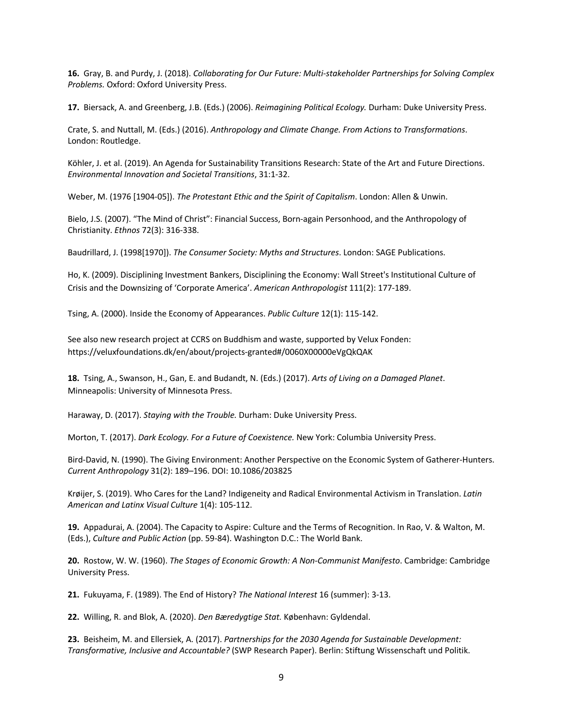**16.** Gray, B. and Purdy, J. (2018). *Collaborating for Our Future: Multi-stakeholder Partnerships for Solving Complex Problems.* Oxford: Oxford University Press.

**17.** Biersack, A. and Greenberg, J.B. (Eds.) (2006). *Reimagining Political Ecology.* Durham: Duke University Press.

Crate, S. and Nuttall, M. (Eds.) (2016). *Anthropology and Climate Change. From Actions to Transformations*. London: Routledge.

Köhler, J. et al. (2019). An Agenda for Sustainability Transitions Research: State of the Art and Future Directions. *Environmental Innovation and Societal Transitions*, 31:1-32.

Weber, M. (1976 [1904-05]). *The Protestant Ethic and the Spirit of Capitalism*. London: Allen & Unwin.

Bielo, J.S. (2007). "The Mind of Christ": Financial Success, Born-again Personhood, and the Anthropology of Christianity. *Ethnos* 72(3): 316-338.

Baudrillard, J. (1998[1970]). *The Consumer Society: Myths and Structures*. London: SAGE Publications.

Ho, K. (2009). Disciplining Investment Bankers, Disciplining the Economy: Wall Street's Institutional Culture of Crisis and the Downsizing of 'Corporate America'. *American Anthropologist* 111(2): 177-189.

Tsing, A. (2000). Inside the Economy of Appearances. *Public Culture* 12(1): 115-142.

See also new research project at CCRS on Buddhism and waste, supported by Velux Fonden: https://veluxfoundations.dk/en/about/projects-granted#/0060X00000eVgQkQAK

**18.** Tsing, A., Swanson, H., Gan, E. and Budandt, N. (Eds.) (2017). *Arts of Living on a Damaged Planet*. Minneapolis: University of Minnesota Press.

Haraway, D. (2017). *Staying with the Trouble.* Durham: Duke University Press.

Morton, T. (2017). *Dark Ecology. For a Future of Coexistence.* New York: Columbia University Press.

Bird-David, N. (1990). The Giving Environment: Another Perspective on the Economic System of Gatherer-Hunters. *Current Anthropology* 31(2): 189–196. DOI: 10.1086/203825

Krøijer, S. (2019). Who Cares for the Land? Indigeneity and Radical Environmental Activism in Translation. *Latin American and Latinx Visual Culture* 1(4): 105-112.

**19.** Appadurai, A. (2004). The Capacity to Aspire: Culture and the Terms of Recognition. In Rao, V. & Walton, M. (Eds.), *Culture and Public Action* (pp. 59-84). Washington D.C.: The World Bank.

**20.** Rostow, W. W. (1960). *The Stages of Economic Growth: A Non-Communist Manifesto*. Cambridge: Cambridge University Press.

**21.** Fukuyama, F. (1989). The End of History? *The National Interest* 16 (summer): 3-13.

**22.** Willing, R. and Blok, A. (2020). *Den Bæredygtige Stat.* København: Gyldendal.

**23.** Beisheim, M. and Ellersiek, A. (2017). *Partnerships for the 2030 Agenda for Sustainable Development: Transformative, Inclusive and Accountable?* (SWP Research Paper). Berlin: Stiftung Wissenschaft und Politik.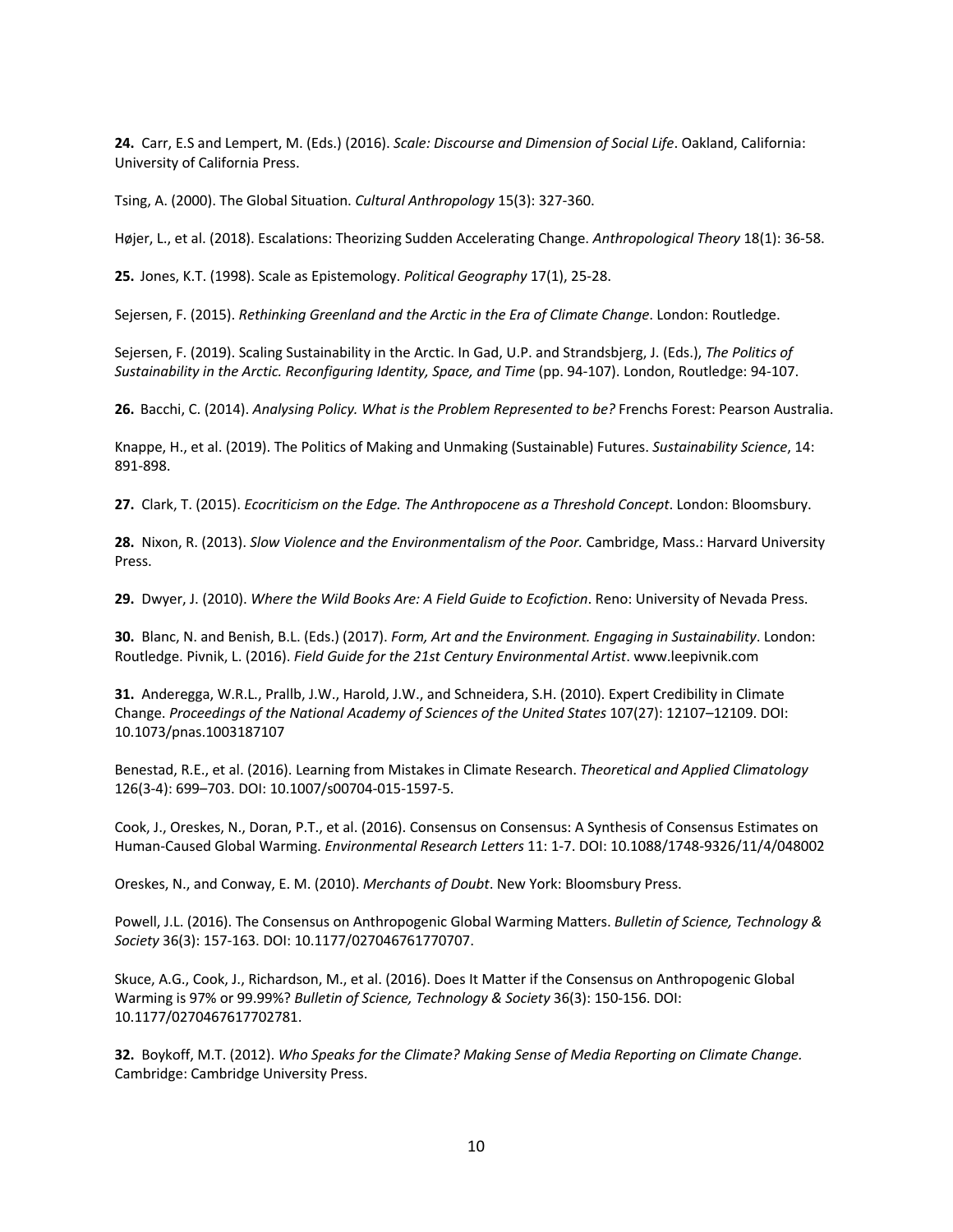**24.** Carr, E.S and Lempert, M. (Eds.) (2016). *Scale: Discourse and Dimension of Social Life*. Oakland, California: University of California Press.

Tsing, A. (2000). The Global Situation. *Cultural Anthropology* 15(3): 327-360.

Højer, L., et al. (2018). Escalations: Theorizing Sudden Accelerating Change. *Anthropological Theory* 18(1): 36-58.

**25.** Jones, K.T. (1998). Scale as Epistemology. *Political Geography* 17(1), 25-28.

Sejersen, F. (2015). *Rethinking Greenland and the Arctic in the Era of Climate Change*. London: Routledge.

Sejersen, F. (2019). Scaling Sustainability in the Arctic. In Gad, U.P. and Strandsbjerg, J. (Eds.), *The Politics of Sustainability in the Arctic. Reconfiguring Identity, Space, and Time* (pp. 94-107). London, Routledge: 94-107.

**26.** Bacchi, C. (2014). *Analysing Policy. What is the Problem Represented to be?* Frenchs Forest: Pearson Australia.

Knappe, H., et al. (2019). The Politics of Making and Unmaking (Sustainable) Futures. *Sustainability Science*, 14: 891-898.

**27.** Clark, T. (2015). *Ecocriticism on the Edge. The Anthropocene as a Threshold Concept*. London: Bloomsbury.

**28.** Nixon, R. (2013). *Slow Violence and the Environmentalism of the Poor.* Cambridge, Mass.: Harvard University Press.

**29.** Dwyer, J. (2010). *Where the Wild Books Are: A Field Guide to Ecofiction*. Reno: University of Nevada Press.

**30.** Blanc, N. and Benish, B.L. (Eds.) (2017). *Form, Art and the Environment. Engaging in Sustainability*. London: Routledge. Pivnik, L. (2016). *Field Guide for the 21st Century Environmental Artist*. www.leepivnik.com

**31.** Anderegga, W.R.L., Prallb, J.W., Harold, J.W., and Schneidera, S.H. (2010). Expert Credibility in Climate Change. *Proceedings of the National Academy of Sciences of the United States* 107(27): 12107–12109. DOI: 10.1073/pnas.1003187107

Benestad, R.E., et al. (2016). Learning from Mistakes in Climate Research. *Theoretical and Applied Climatology* 126(3-4): 699–703. DOI: 10.1007/s00704-015-1597-5.

Cook, J., Oreskes, N., Doran, P.T., et al. (2016). Consensus on Consensus: A Synthesis of Consensus Estimates on Human-Caused Global Warming. *Environmental Research Letters* 11: 1-7. DOI: 10.1088/1748-9326/11/4/048002

Oreskes, N., and Conway, E. M. (2010). *Merchants of Doubt*. New York: Bloomsbury Press.

Powell, J.L. (2016). The Consensus on Anthropogenic Global Warming Matters. *Bulletin of Science, Technology & Society* 36(3): 157-163. DOI: 10.1177/027046761770707.

Skuce, A.G., Cook, J., Richardson, M., et al. (2016). Does It Matter if the Consensus on Anthropogenic Global Warming is 97% or 99.99%? *Bulletin of Science, Technology & Society* 36(3): 150-156. DOI: 10.1177/0270467617702781.

**32.** Boykoff, M.T. (2012). *Who Speaks for the Climate? Making Sense of Media Reporting on Climate Change.* Cambridge: Cambridge University Press.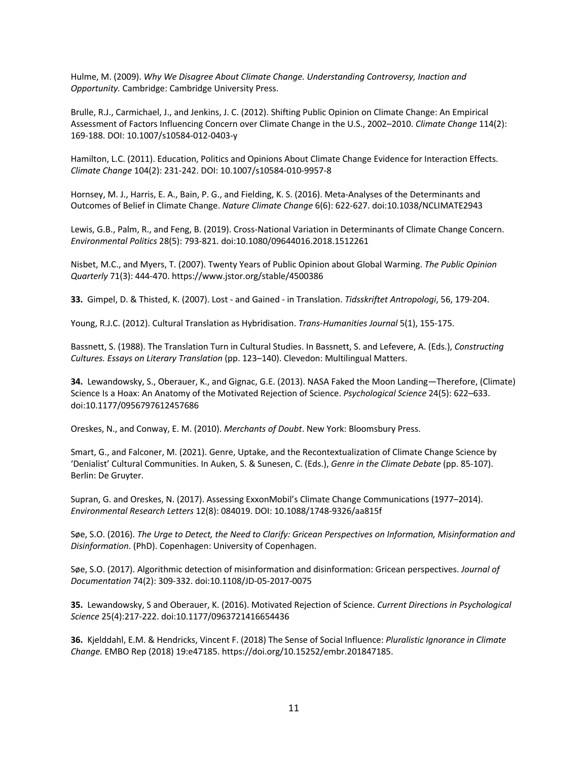Hulme, M. (2009). *Why We Disagree About Climate Change. Understanding Controversy, Inaction and Opportunity.* Cambridge: Cambridge University Press.

Brulle, R.J., Carmichael, J., and Jenkins, J. C. (2012). Shifting Public Opinion on Climate Change: An Empirical Assessment of Factors Influencing Concern over Climate Change in the U.S., 2002–2010. *Climate Change* 114(2): 169-188. DOI: 10.1007/s10584-012-0403-y

Hamilton, L.C. (2011). Education, Politics and Opinions About Climate Change Evidence for Interaction Effects. *Climate Change* 104(2): 231-242. DOI: 10.1007/s10584-010-9957-8

Hornsey, M. J., Harris, E. A., Bain, P. G., and Fielding, K. S. (2016). Meta-Analyses of the Determinants and Outcomes of Belief in Climate Change. *Nature Climate Change* 6(6): 622-627. doi:10.1038/NCLIMATE2943

Lewis, G.B., Palm, R., and Feng, B. (2019). Cross-National Variation in Determinants of Climate Change Concern. *Environmental Politics* 28(5): 793-821. doi:10.1080/09644016.2018.1512261

Nisbet, M.C., and Myers, T. (2007). Twenty Years of Public Opinion about Global Warming. *The Public Opinion Quarterly* 71(3): 444-470. https://www.jstor.org/stable/4500386

**33.** Gimpel, D. & Thisted, K. (2007). Lost - and Gained - in Translation. *Tidsskriftet Antropologi*, 56, 179-204.

Young, R.J.C. (2012). Cultural Translation as Hybridisation. *Trans-Humanities Journal* 5(1), 155-175.

Bassnett, S. (1988). The Translation Turn in Cultural Studies. In Bassnett, S. and Lefevere, A. (Eds.), *Constructing Cultures. Essays on Literary Translation* (pp. 123–140). Clevedon: Multilingual Matters.

**34.** Lewandowsky, S., Oberauer, K., and Gignac, G.E. (2013). NASA Faked the Moon Landing—Therefore, (Climate) Science Is a Hoax: An Anatomy of the Motivated Rejection of Science. *Psychological Science* 24(5): 622–633. doi:10.1177/0956797612457686

Oreskes, N., and Conway, E. M. (2010). *Merchants of Doubt*. New York: Bloomsbury Press.

Smart, G., and Falconer, M. (2021). Genre, Uptake, and the Recontextualization of Climate Change Science by 'Denialist' Cultural Communities. In Auken, S. & Sunesen, C. (Eds.), *Genre in the Climate Debate* (pp. 85-107). Berlin: De Gruyter.

Supran, G. and Oreskes, N. (2017). Assessing ExxonMobil's Climate Change Communications (1977–2014). *Environmental Research Letters* 12(8): 084019. DOI: 10.1088/1748-9326/aa815f

Søe, S.O. (2016). *The Urge to Detect, the Need to Clarify: Gricean Perspectives on Information, Misinformation and Disinformation*. (PhD). Copenhagen: University of Copenhagen.

Søe, S.O. (2017). Algorithmic detection of misinformation and disinformation: Gricean perspectives. *Journal of Documentation* 74(2): 309-332. doi:10.1108/JD-05-2017-0075

**35.** Lewandowsky, S and Oberauer, K. (2016). Motivated Rejection of Science. *Current Directions in Psychological Science* 25(4):217-222. doi:10.1177/0963721416654436

**36.** Kjelddahl, E.M. & Hendricks, Vincent F. (2018) The Sense of Social Influence: *Pluralistic Ignorance in Climate Change.* EMBO Rep (2018) 19:e47185. https://doi.org/10.15252/embr.201847185.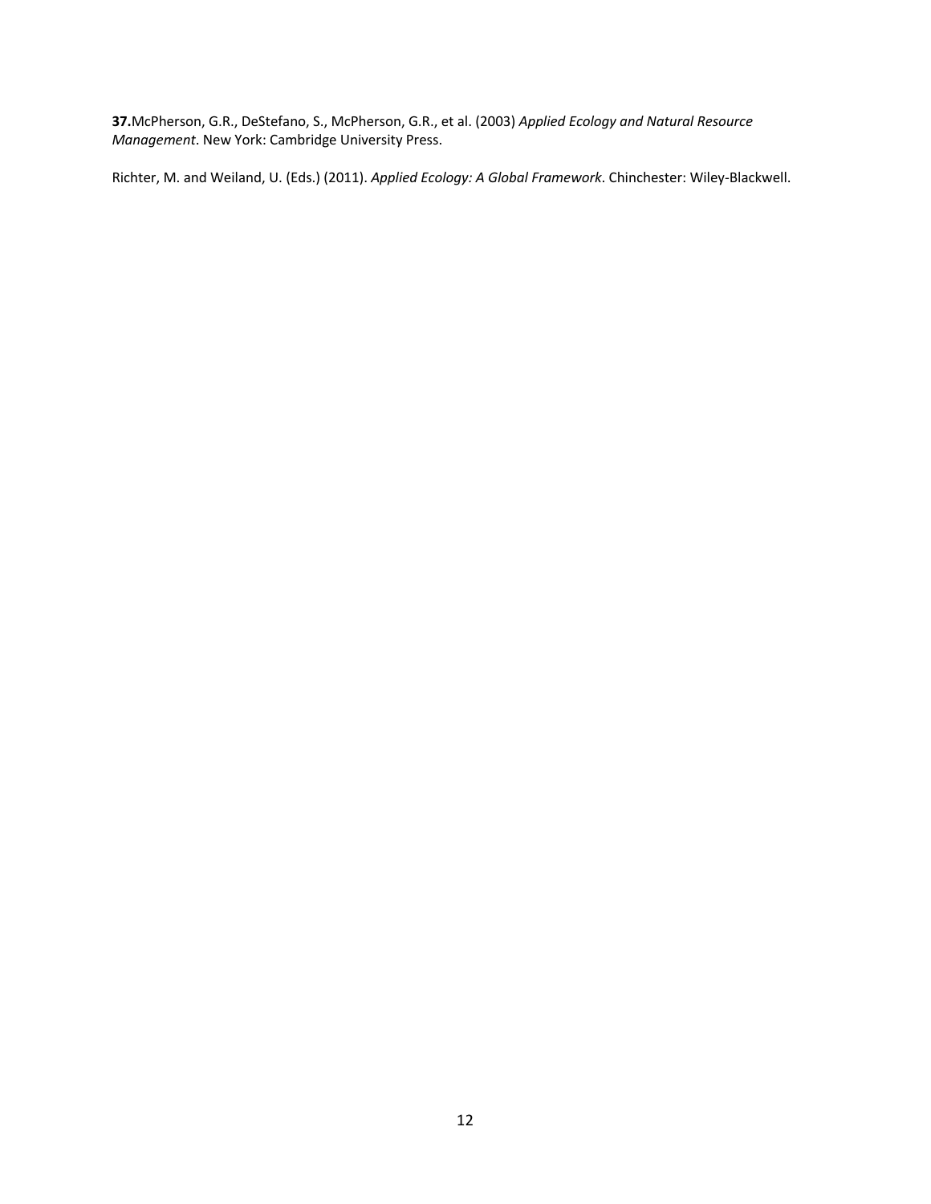**37.**McPherson, G.R., DeStefano, S., McPherson, G.R., et al. (2003) *Applied Ecology and Natural Resource Management*. New York: Cambridge University Press.

Richter, M. and Weiland, U. (Eds.) (2011). *Applied Ecology: A Global Framework*. Chinchester: Wiley-Blackwell.